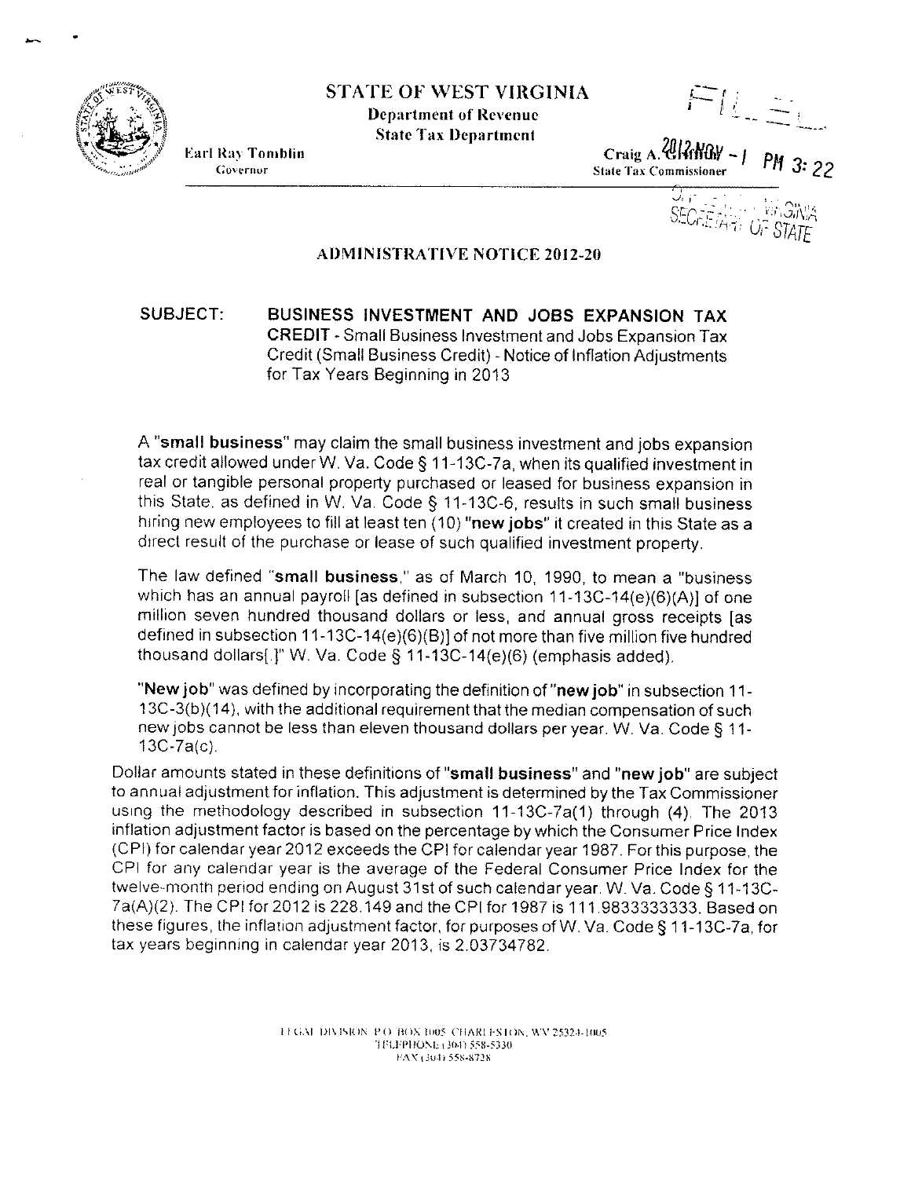# STATE OF WEST VIRGINIA

**Department of Revenue**

**State Tax Department**

Earl Ray Tomblin
Governor

Craig A. Griffith
State Tax Commissioner

FILED

2012 NOV - 1 PM 3: 22

OFFICE WEST VIRGINIA
SECRETARY OF STATE

## ADMINISTRATIVE NOTICE 2012-20

**SUBJECT: BUSINESS INVESTMENT AND JOBS EXPANSION TAX CREDIT** - Small Business Investment and Jobs Expansion Tax Credit (Small Business Credit) - Notice of Inflation Adjustments for Tax Years Beginning in 2013

A "**small business**" may claim the small business investment and jobs expansion tax credit allowed under W. Va. Code § 11-13C-7a, when its qualified investment in real or tangible personal property purchased or leased for business expansion in this State, as defined in W. Va. Code § 11-13C-6, results in such small business hiring new employees to fill at least ten (10) "**new jobs**" it created in this State as a direct result of the purchase or lease of such qualified investment property.

The law defined "**small business**," as of March 10, 1990, to mean a "business which has an annual payroll [as defined in subsection 11-13C-14(e)(6)(A)] of one million seven hundred thousand dollars or less, and annual gross receipts [as defined in subsection 11-13C-14(e)(6)(B)] of not more than five million five hundred thousand dollars[.]" W. Va. Code § 11-13C-14(e)(6) (emphasis added).

"**New job**" was defined by incorporating the definition of "**new job**" in subsection 11-13C-3(b)(14), with the additional requirement that the median compensation of such new jobs cannot be less than eleven thousand dollars per year. W. Va. Code § 11-13C-7a(c).

Dollar amounts stated in these definitions of "**small business**" and "**new job**" are subject to annual adjustment for inflation. This adjustment is determined by the Tax Commissioner using the methodology described in subsection 11-13C-7a(1) through (4). The 2013 inflation adjustment factor is based on the percentage by which the Consumer Price Index (CPI) for calendar year 2012 exceeds the CPI for calendar year 1987. For this purpose, the CPI for any calendar year is the average of the Federal Consumer Price Index for the twelve-month period ending on August 31st of such calendar year. W. Va. Code § 11-13C-7a(A)(2). The CPI for 2012 is 228.149 and the CPI for 1987 is 111.9833333333. Based on these figures, the inflation adjustment factor, for purposes of W. Va. Code § 11-13C-7a, for tax years beginning in calendar year 2013, is 2.03734782.

LEGAL DIVISION P.O. BOX 1005 CHARLESTON, WV 25324-1005
TELEPHONE (304) 558-5330
FAX (304) 558-8728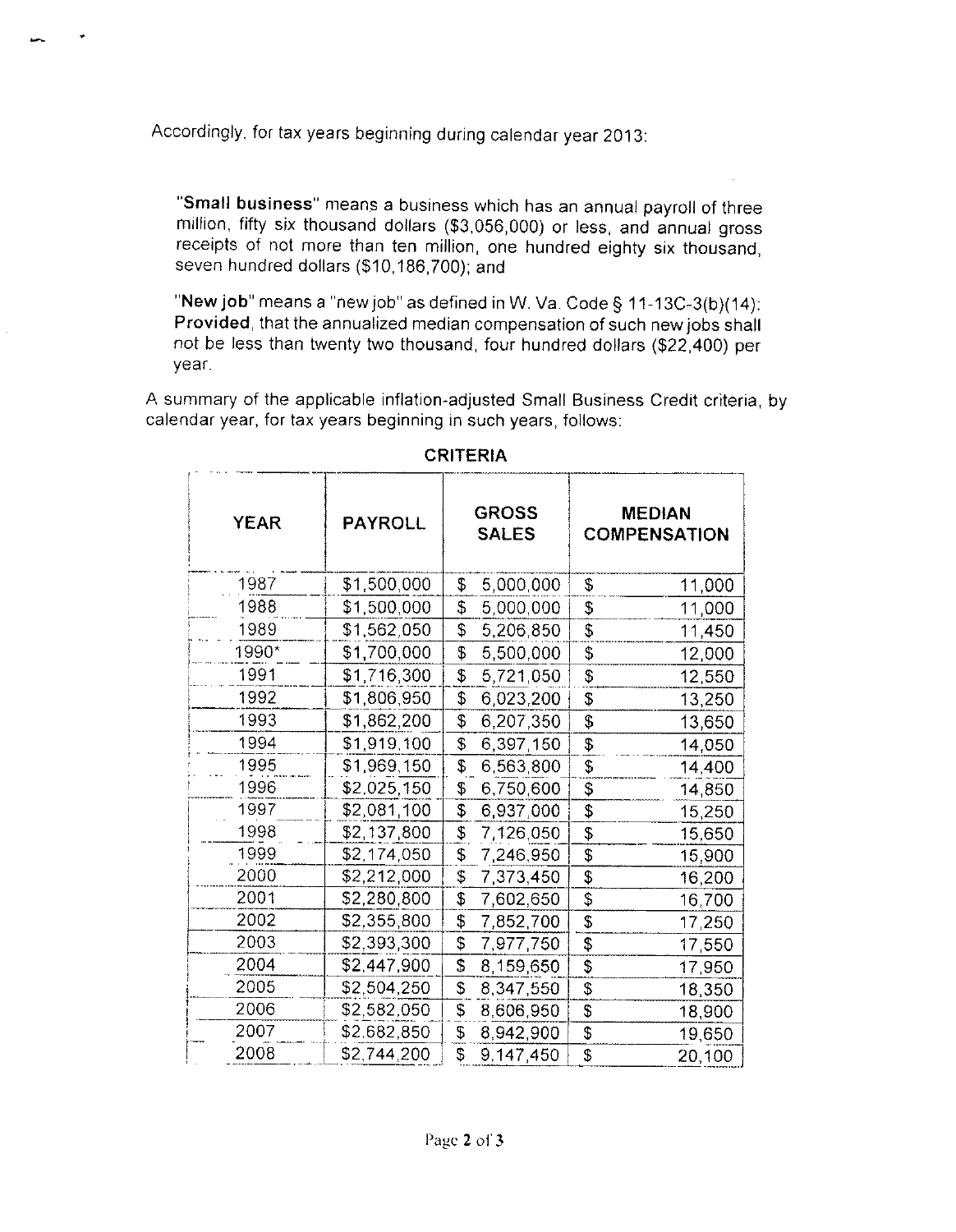Accordingly, for tax years beginning during calendar year 2013:

> "**Small business**" means a business which has an annual payroll of three million, fifty six thousand dollars ($3,056,000) or less, and annual gross receipts of not more than ten million, one hundred eighty six thousand, seven hundred dollars ($10,186,700); and
>
> "**New job**" means a "new job" as defined in W. Va. Code § 11-13C-3(b)(14): **Provided**, that the annualized median compensation of such new jobs shall not be less than twenty two thousand, four hundred dollars ($22,400) per year.

A summary of the applicable inflation-adjusted Small Business Credit criteria, by calendar year, for tax years beginning in such years, follows:

**CRITERIA**

| YEAR | PAYROLL | GROSS SALES | MEDIAN COMPENSATION |
|---|---|---|---|
| 1987 | $1,500,000 | $ 5,000,000 | $ 11,000 |
| 1988 | $1,500,000 | $ 5,000,000 | $ 11,000 |
| 1989 | $1,562,050 | $ 5,206,850 | $ 11,450 |
| 1990* | $1,700,000 | $ 5,500,000 | $ 12,000 |
| 1991 | $1,716,300 | $ 5,721,050 | $ 12,550 |
| 1992 | $1,806,950 | $ 6,023,200 | $ 13,250 |
| 1993 | $1,862,200 | $ 6,207,350 | $ 13,650 |
| 1994 | $1,919,100 | $ 6,397,150 | $ 14,050 |
| 1995 | $1,969,150 | $ 6,563,800 | $ 14,400 |
| 1996 | $2,025,150 | $ 6,750,600 | $ 14,850 |
| 1997 | $2,081,100 | $ 6,937,000 | $ 15,250 |
| 1998 | $2,137,800 | $ 7,126,050 | $ 15,650 |
| 1999 | $2,174,050 | $ 7,246,950 | $ 15,900 |
| 2000 | $2,212,000 | $ 7,373,450 | $ 16,200 |
| 2001 | $2,280,800 | $ 7,602,650 | $ 16,700 |
| 2002 | $2,355,800 | $ 7,852,700 | $ 17,250 |
| 2003 | $2,393,300 | $ 7,977,750 | $ 17,550 |
| 2004 | $2,447,900 | $ 8,159,650 | $ 17,950 |
| 2005 | $2,504,250 | $ 8,347,550 | $ 18,350 |
| 2006 | $2,582,050 | $ 8,606,950 | $ 18,900 |
| 2007 | $2,682,850 | $ 8,942,900 | $ 19,650 |
| 2008 | $2,744,200 | $ 9,147,450 | $ 20,100 |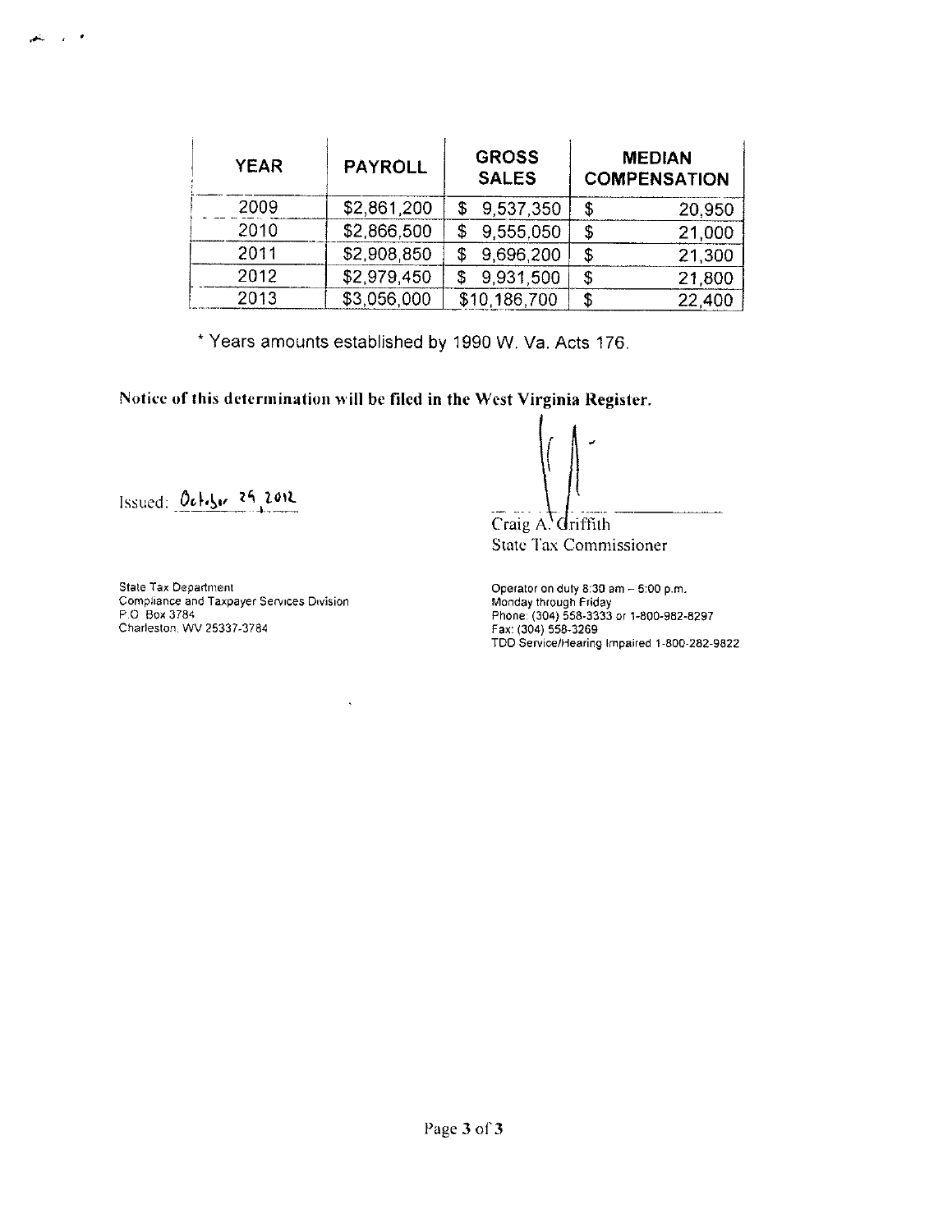| YEAR | PAYROLL | GROSS SALES | MEDIAN COMPENSATION |
|---|---|---|---|
| 2009 | $2,861,200 | $ 9,537,350 | $ 20,950 |
| 2010 | $2,866,500 | $ 9,555,050 | $ 21,000 |
| 2011 | $2,908,850 | $ 9,696,200 | $ 21,300 |
| 2012 | $2,979,450 | $ 9,931,500 | $ 21,800 |
| 2013 | $3,056,000 | $10,186,700 | $ 22,400 |

* Years amounts established by 1990 W. Va. Acts 176.

**Notice of this determination will be filed in the West Virginia Register.**

Issued: October 29 2012

Craig A. Griffith
State Tax Commissioner

State Tax Department
Compliance and Taxpayer Services Division
P.O. Box 3784
Charleston, WV 25337-3784

Operator on duty 8:30 am – 5:00 p.m.
Monday through Friday
Phone: (304) 558-3333 or 1-800-982-8297
Fax: (304) 558-3269
TDD Service/Hearing Impaired 1-800-282-9822